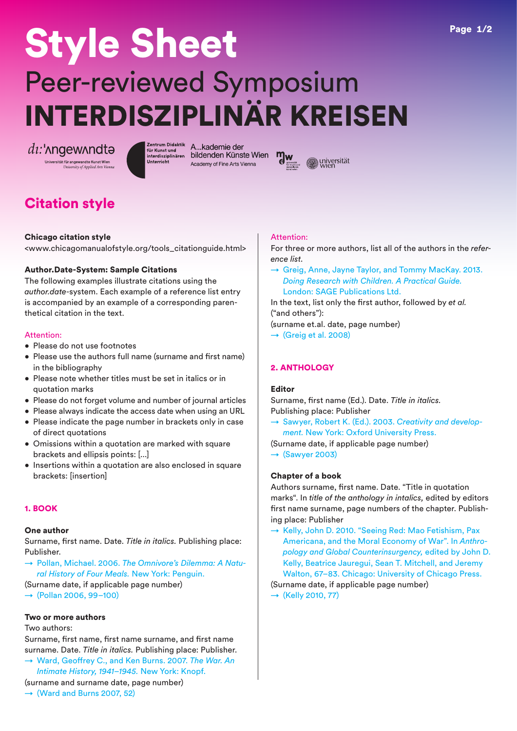# Style Sheet

## Peer-reviewed Symposium **INTERDISZIPLINÄR KREISEN**

dı:'ʌngewʌndtə — Universität für angewandte Kunst Wien, University of Applied Arts Vienna

Zentrum Didaktik für Kunst und interdisziplinären Unterricht

A...kademie der bildenden Künste Wien — Academy of Fine Arts Vienna

mdw — universität für musik und darstellende kunst wien

universität wien

## Citation style

**Chicago citation style**
<www.chicagomanualofstyle.org/tools_citationguide.html>

**Author.Date-System: Sample Citations**
The following examples illustrate citations using the *author.date*-system. Each example of a reference list entry is accompanied by an example of a corresponding parenthetical citation in the text.

Attention:

- Please do not use footnotes
- Please use the authors full name (surname and first name) in the bibliography
- Please note whether titles must be set in italics or in quotation marks
- Please do not forget volume and number of journal articles
- Please always indicate the access date when using an URL
- Please indicate the page number in brackets only in case of direct quotations
- Omissions within a quotation are marked with square brackets and ellipsis points: [...]
- Insertions within a quotation are also enclosed in square brackets: [insertion]

### 1. BOOK

**One author**
Surname, first name. Date. *Title in italics.* Publishing place: Publisher.

→ Pollan, Michael. 2006. *The Omnivore's Dilemma: A Natural History of Four Meals.* New York: Penguin.

(Surname date, if applicable page number)

→ (Pollan 2006, 99–100)

**Two or more authors**
Two authors:
Surname, first name, first name surname, and first name surname. Date. *Title in italics.* Publishing place: Publisher.

→ Ward, Geoffrey C., and Ken Burns. 2007. *The War. An Intimate History, 1941–1945.* New York: Knopf.

(surname and surname date, page number)

→ (Ward and Burns 2007, 52)

Attention:
For three or more authors, list all of the authors in the *reference list.*

→ Greig, Anne, Jayne Taylor, and Tommy MacKay. 2013. *Doing Research with Children. A Practical Guide.* London: SAGE Publications Ltd.

In the text, list only the first author, followed by *et al.* ("and others"):
(surname et.al. date, page number)

→ (Greig et al. 2008)

### 2. ANTHOLOGY

**Editor**
Surname, first name (Ed.). Date. *Title in italics.* Publishing place: Publisher

→ Sawyer, Robert K. (Ed.). 2003. *Creativity and development.* New York: Oxford University Press.

(Surname date, if applicable page number)

→ (Sawyer 2003)

**Chapter of a book**
Authors surname, first name. Date. "Title in quotation marks". In *title of the anthology in intalics,* edited by editors first name surname, page numbers of the chapter. Publishing place: Publisher

→ Kelly, John D. 2010. "Seeing Red: Mao Fetishism, Pax Americana, and the Moral Economy of War". In *Anthropology and Global Counterinsurgency,* edited by John D. Kelly, Beatrice Jauregui, Sean T. Mitchell, and Jeremy Walton, 67–83. Chicago: University of Chicago Press.

(Surname date, if applicable page number)

→ (Kelly 2010, 77)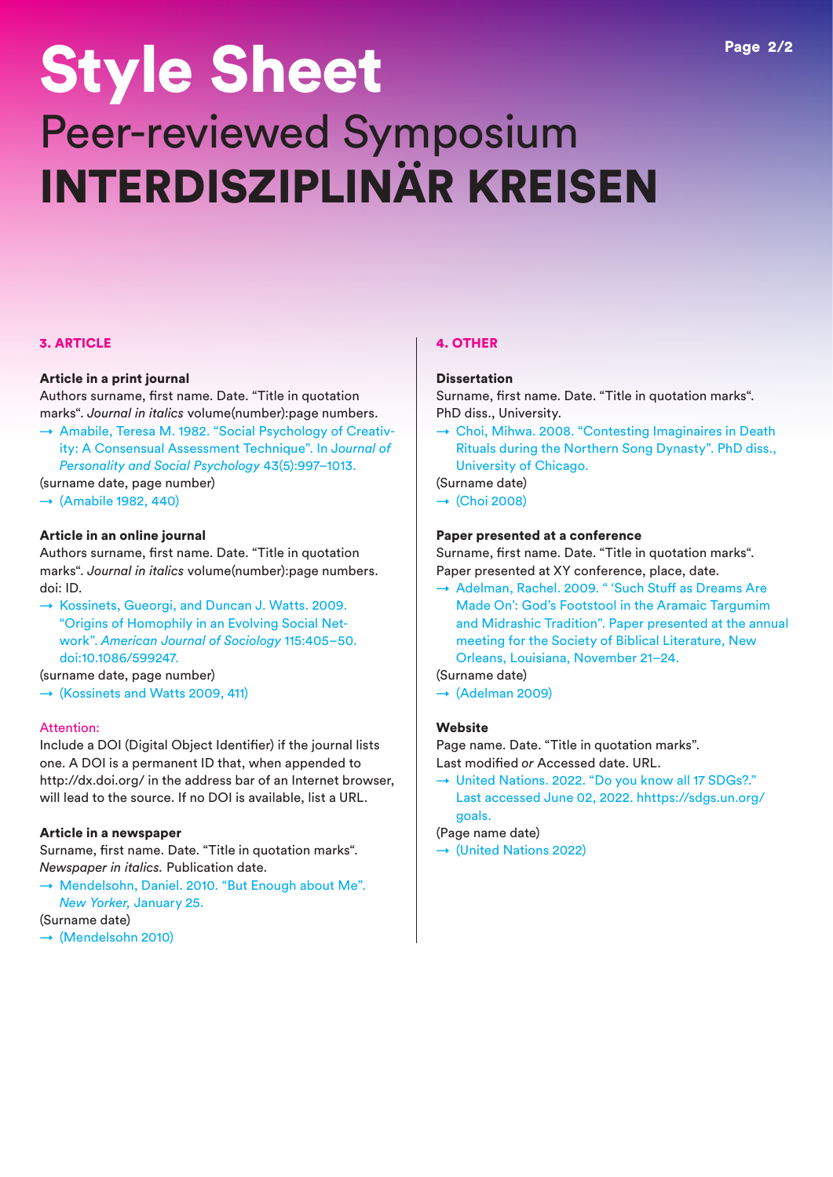# Style Sheet

## Peer-reviewed Symposium

## INTERDISZIPLINÄR KREISEN

### 3. ARTICLE

**Article in a print journal**

Authors surname, first name. Date. "Title in quotation marks". *Journal in italics* volume(number):page numbers.

→ Amabile, Teresa M. 1982. "Social Psychology of Creativity: A Consensual Assessment Technique". In *Journal of Personality and Social Psychology* 43(5):997–1013.

(surname date, page number)

→ (Amabile 1982, 440)

**Article in an online journal**

Authors surname, first name. Date. "Title in quotation marks". *Journal in italics* volume(number):page numbers. doi: ID.

→ Kossinets, Gueorgi, and Duncan J. Watts. 2009. "Origins of Homophily in an Evolving Social Network". *American Journal of Sociology* 115:405–50. doi:10.1086/599247.

(surname date, page number)

→ (Kossinets and Watts 2009, 411)

Attention:

Include a DOI (Digital Object Identifier) if the journal lists one. A DOI is a permanent ID that, when appended to http://dx.doi.org/ in the address bar of an Internet browser, will lead to the source. If no DOI is available, list a URL.

**Article in a newspaper**

Surname, first name. Date. "Title in quotation marks". *Newspaper in italics.* Publication date.

→ Mendelsohn, Daniel. 2010. "But Enough about Me". *New Yorker,* January 25.

(Surname date)

→ (Mendelsohn 2010)

### 4. OTHER

**Dissertation**

Surname, first name. Date. "Title in quotation marks". PhD diss., University.

→ Choi, Mihwa. 2008. "Contesting Imaginaires in Death Rituals during the Northern Song Dynasty". PhD diss., University of Chicago.

(Surname date)

→ (Choi 2008)

**Paper presented at a conference**

Surname, first name. Date. "Title in quotation marks". Paper presented at XY conference, place, date.

→ Adelman, Rachel. 2009. " 'Such Stuff as Dreams Are Made On': God's Footstool in the Aramaic Targumim and Midrashic Tradition". Paper presented at the annual meeting for the Society of Biblical Literature, New Orleans, Louisiana, November 21–24.

(Surname date)

→ (Adelman 2009)

**Website**

Page name. Date. "Title in quotation marks". Last modified *or* Accessed date. URL.

→ United Nations. 2022. "Do you know all 17 SDGs?." Last accessed June 02, 2022. hhttps://sdgs.un.org/goals.

(Page name date)

→ (United Nations 2022)